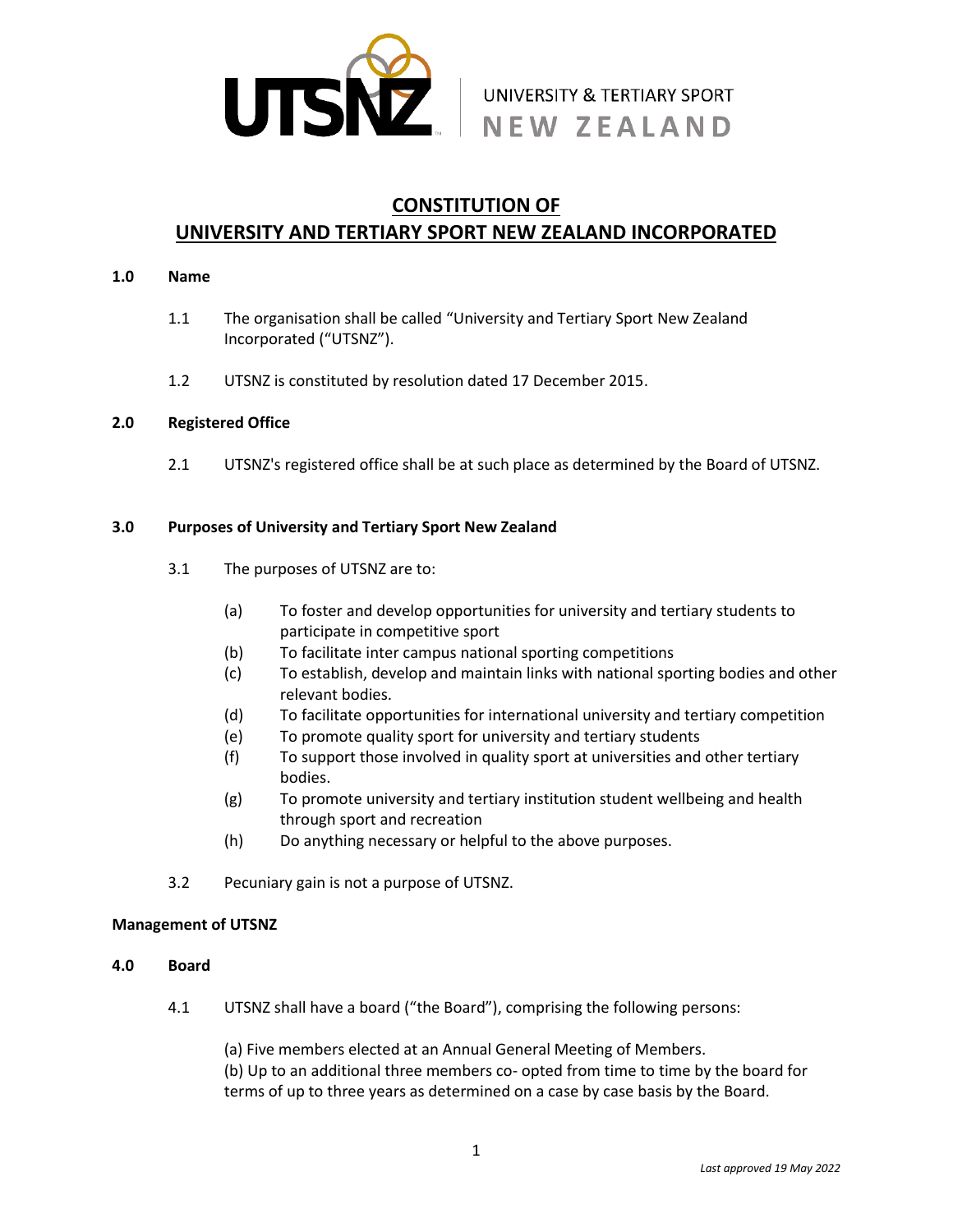UNIVERSITY & TERTIARY SPORT
NEW ZEALAND

# CONSTITUTION OF UNIVERSITY AND TERTIARY SPORT NEW ZEALAND INCORPORATED

## 1.0 Name

1.1 The organisation shall be called "University and Tertiary Sport New Zealand Incorporated ("UTSNZ").

1.2 UTSNZ is constituted by resolution dated 17 December 2015.

## 2.0 Registered Office

2.1 UTSNZ's registered office shall be at such place as determined by the Board of UTSNZ.

## 3.0 Purposes of University and Tertiary Sport New Zealand

3.1 The purposes of UTSNZ are to:

(a) To foster and develop opportunities for university and tertiary students to participate in competitive sport
(b) To facilitate inter campus national sporting competitions
(c) To establish, develop and maintain links with national sporting bodies and other relevant bodies.
(d) To facilitate opportunities for international university and tertiary competition
(e) To promote quality sport for university and tertiary students
(f) To support those involved in quality sport at universities and other tertiary bodies.
(g) To promote university and tertiary institution student wellbeing and health through sport and recreation
(h) Do anything necessary or helpful to the above purposes.

3.2 Pecuniary gain is not a purpose of UTSNZ.

## Management of UTSNZ

## 4.0 Board

4.1 UTSNZ shall have a board ("the Board"), comprising the following persons:

(a) Five members elected at an Annual General Meeting of Members.
(b) Up to an additional three members co- opted from time to time by the board for terms of up to three years as determined on a case by case basis by the Board.

*Last approved 19 May 2022*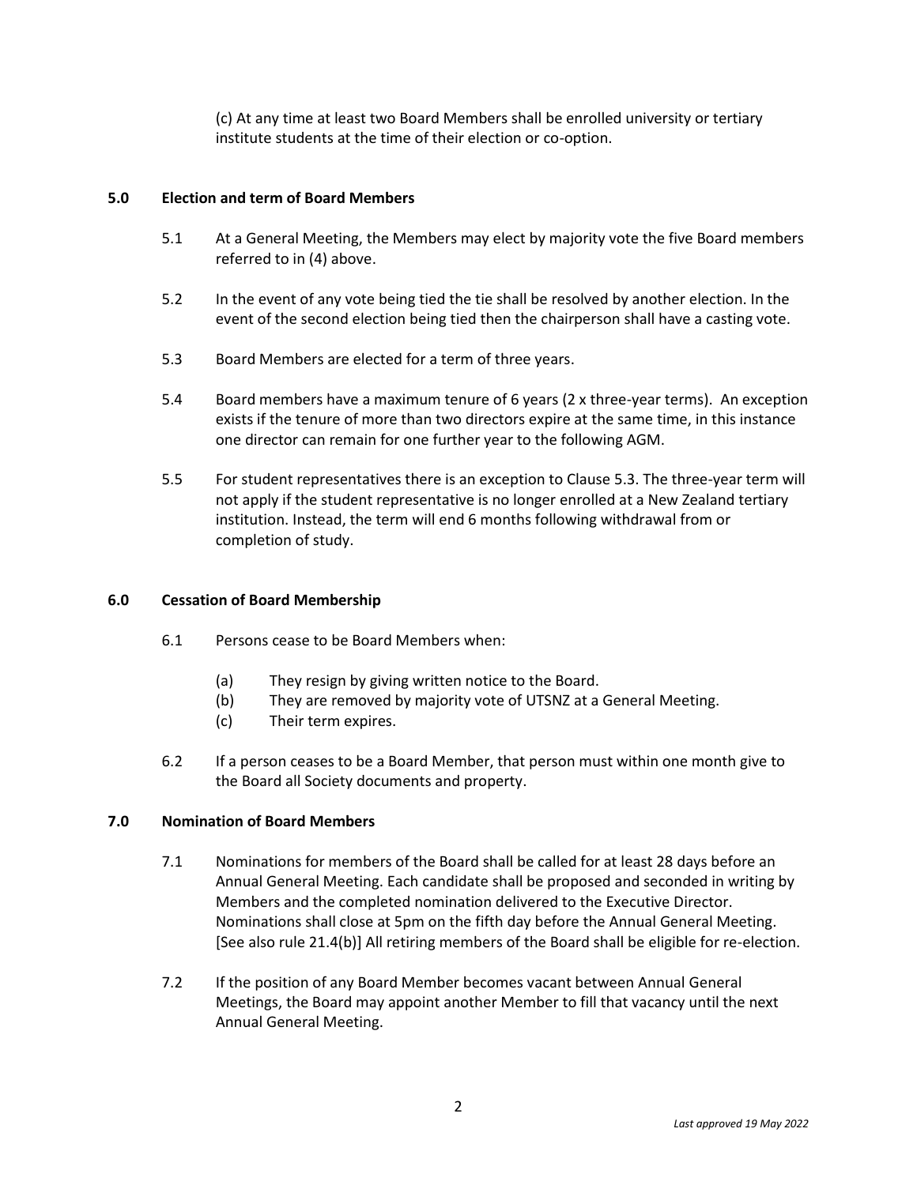(c) At any time at least two Board Members shall be enrolled university or tertiary institute students at the time of their election or co-option.

## 5.0 Election and term of Board Members

5.1 At a General Meeting, the Members may elect by majority vote the five Board members referred to in (4) above.

5.2 In the event of any vote being tied the tie shall be resolved by another election. In the event of the second election being tied then the chairperson shall have a casting vote.

5.3 Board Members are elected for a term of three years.

5.4 Board members have a maximum tenure of 6 years (2 x three-year terms). An exception exists if the tenure of more than two directors expire at the same time, in this instance one director can remain for one further year to the following AGM.

5.5 For student representatives there is an exception to Clause 5.3. The three-year term will not apply if the student representative is no longer enrolled at a New Zealand tertiary institution. Instead, the term will end 6 months following withdrawal from or completion of study.

## 6.0 Cessation of Board Membership

6.1 Persons cease to be Board Members when:

- (a) They resign by giving written notice to the Board.
- (b) They are removed by majority vote of UTSNZ at a General Meeting.
- (c) Their term expires.

6.2 If a person ceases to be a Board Member, that person must within one month give to the Board all Society documents and property.

## 7.0 Nomination of Board Members

7.1 Nominations for members of the Board shall be called for at least 28 days before an Annual General Meeting. Each candidate shall be proposed and seconded in writing by Members and the completed nomination delivered to the Executive Director. Nominations shall close at 5pm on the fifth day before the Annual General Meeting. [See also rule 21.4(b)] All retiring members of the Board shall be eligible for re-election.

7.2 If the position of any Board Member becomes vacant between Annual General Meetings, the Board may appoint another Member to fill that vacancy until the next Annual General Meeting.

*Last approved 19 May 2022*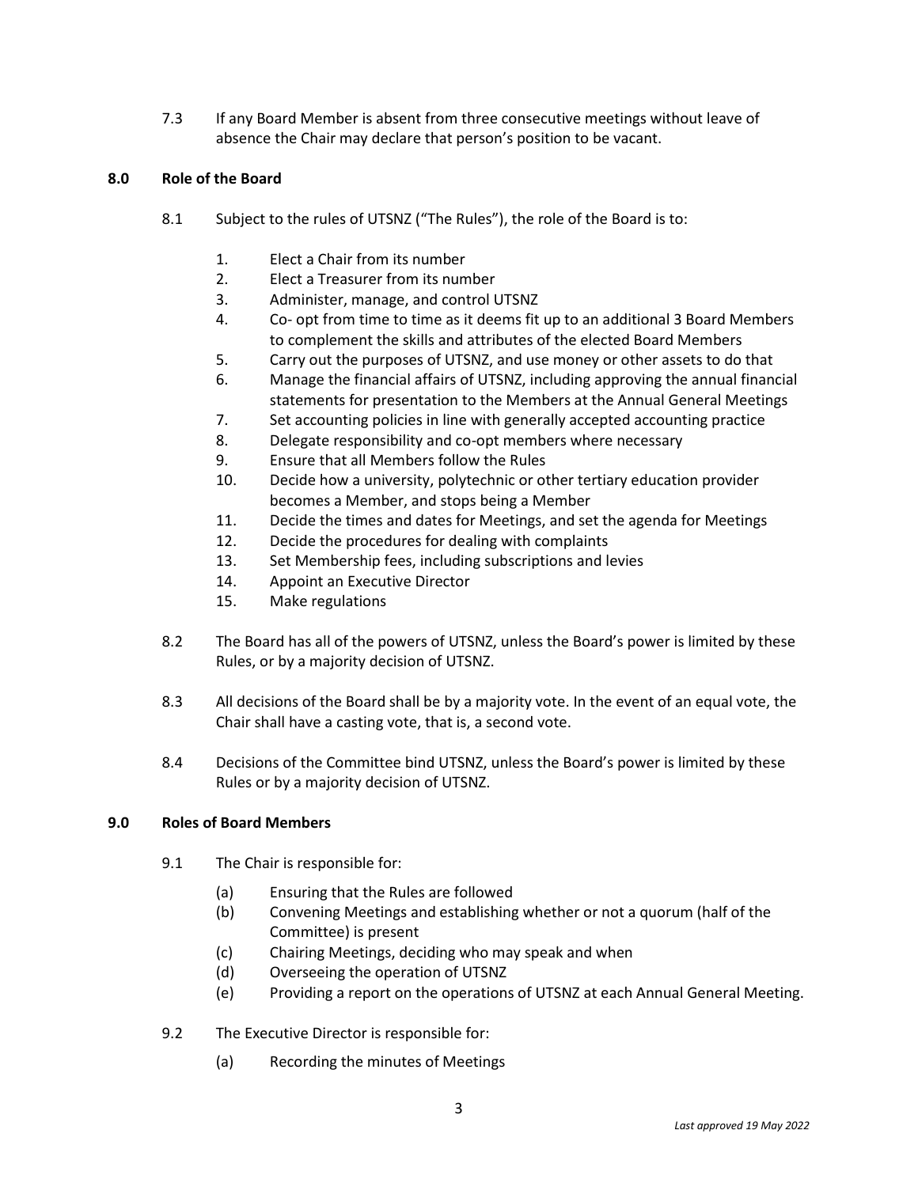7.3 If any Board Member is absent from three consecutive meetings without leave of absence the Chair may declare that person's position to be vacant.

## 8.0 Role of the Board

8.1 Subject to the rules of UTSNZ ("The Rules"), the role of the Board is to:

1. Elect a Chair from its number
2. Elect a Treasurer from its number
3. Administer, manage, and control UTSNZ
4. Co- opt from time to time as it deems fit up to an additional 3 Board Members to complement the skills and attributes of the elected Board Members
5. Carry out the purposes of UTSNZ, and use money or other assets to do that
6. Manage the financial affairs of UTSNZ, including approving the annual financial statements for presentation to the Members at the Annual General Meetings
7. Set accounting policies in line with generally accepted accounting practice
8. Delegate responsibility and co-opt members where necessary
9. Ensure that all Members follow the Rules
10. Decide how a university, polytechnic or other tertiary education provider becomes a Member, and stops being a Member
11. Decide the times and dates for Meetings, and set the agenda for Meetings
12. Decide the procedures for dealing with complaints
13. Set Membership fees, including subscriptions and levies
14. Appoint an Executive Director
15. Make regulations

8.2 The Board has all of the powers of UTSNZ, unless the Board's power is limited by these Rules, or by a majority decision of UTSNZ.

8.3 All decisions of the Board shall be by a majority vote. In the event of an equal vote, the Chair shall have a casting vote, that is, a second vote.

8.4 Decisions of the Committee bind UTSNZ, unless the Board's power is limited by these Rules or by a majority decision of UTSNZ.

## 9.0 Roles of Board Members

9.1 The Chair is responsible for:

(a) Ensuring that the Rules are followed
(b) Convening Meetings and establishing whether or not a quorum (half of the Committee) is present
(c) Chairing Meetings, deciding who may speak and when
(d) Overseeing the operation of UTSNZ
(e) Providing a report on the operations of UTSNZ at each Annual General Meeting.

9.2 The Executive Director is responsible for:

(a) Recording the minutes of Meetings

*Last approved 19 May 2022*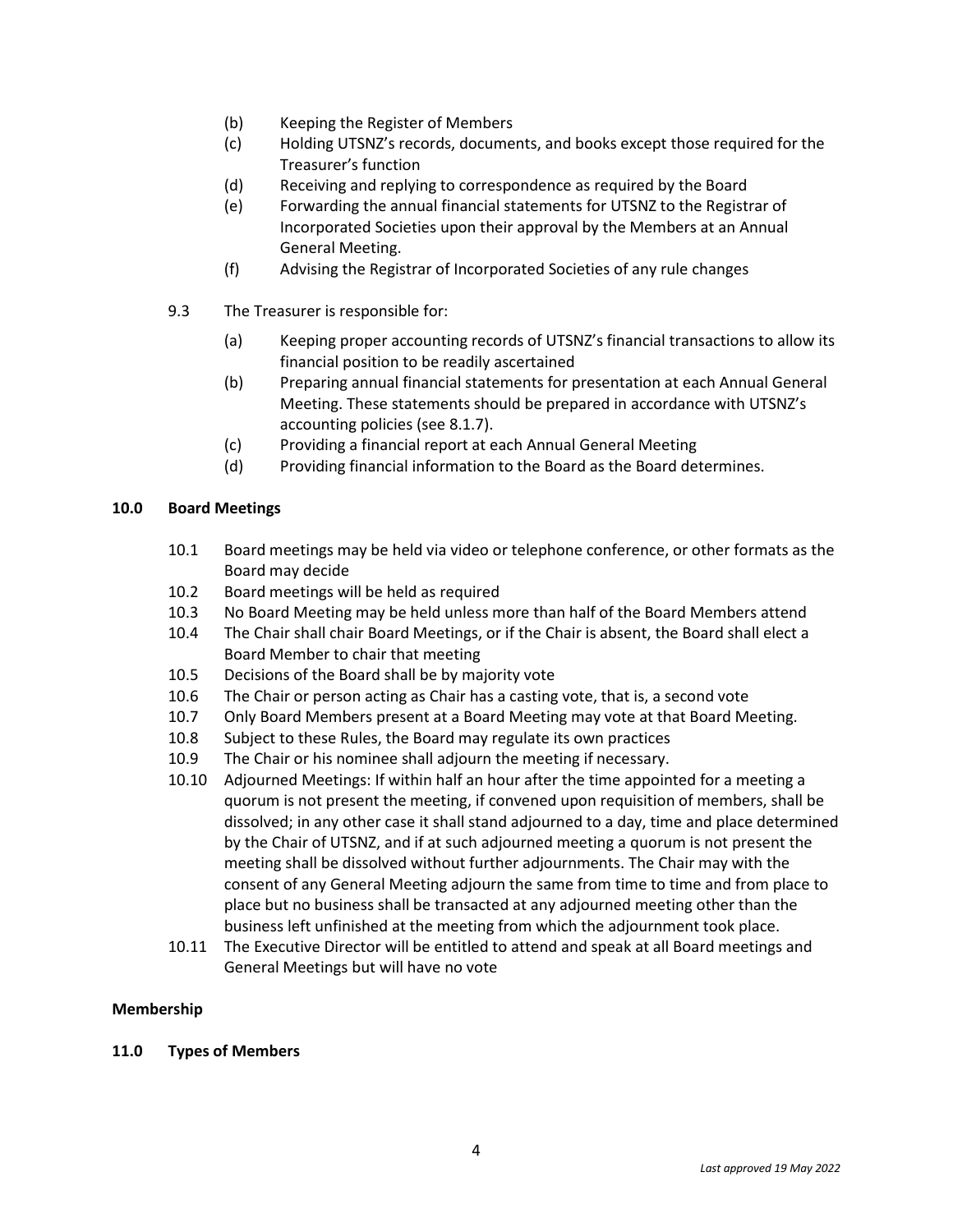(b) Keeping the Register of Members

(c) Holding UTSNZ's records, documents, and books except those required for the Treasurer's function

(d) Receiving and replying to correspondence as required by the Board

(e) Forwarding the annual financial statements for UTSNZ to the Registrar of Incorporated Societies upon their approval by the Members at an Annual General Meeting.

(f) Advising the Registrar of Incorporated Societies of any rule changes

9.3 The Treasurer is responsible for:

(a) Keeping proper accounting records of UTSNZ's financial transactions to allow its financial position to be readily ascertained

(b) Preparing annual financial statements for presentation at each Annual General Meeting. These statements should be prepared in accordance with UTSNZ's accounting policies (see 8.1.7).

(c) Providing a financial report at each Annual General Meeting

(d) Providing financial information to the Board as the Board determines.

**10.0 Board Meetings**

10.1 Board meetings may be held via video or telephone conference, or other formats as the Board may decide

10.2 Board meetings will be held as required

10.3 No Board Meeting may be held unless more than half of the Board Members attend

10.4 The Chair shall chair Board Meetings, or if the Chair is absent, the Board shall elect a Board Member to chair that meeting

10.5 Decisions of the Board shall be by majority vote

10.6 The Chair or person acting as Chair has a casting vote, that is, a second vote

10.7 Only Board Members present at a Board Meeting may vote at that Board Meeting.

10.8 Subject to these Rules, the Board may regulate its own practices

10.9 The Chair or his nominee shall adjourn the meeting if necessary.

10.10 Adjourned Meetings: If within half an hour after the time appointed for a meeting a quorum is not present the meeting, if convened upon requisition of members, shall be dissolved; in any other case it shall stand adjourned to a day, time and place determined by the Chair of UTSNZ, and if at such adjourned meeting a quorum is not present the meeting shall be dissolved without further adjournments. The Chair may with the consent of any General Meeting adjourn the same from time to time and from place to place but no business shall be transacted at any adjourned meeting other than the business left unfinished at the meeting from which the adjournment took place.

10.11 The Executive Director will be entitled to attend and speak at all Board meetings and General Meetings but will have no vote

**Membership**

**11.0 Types of Members**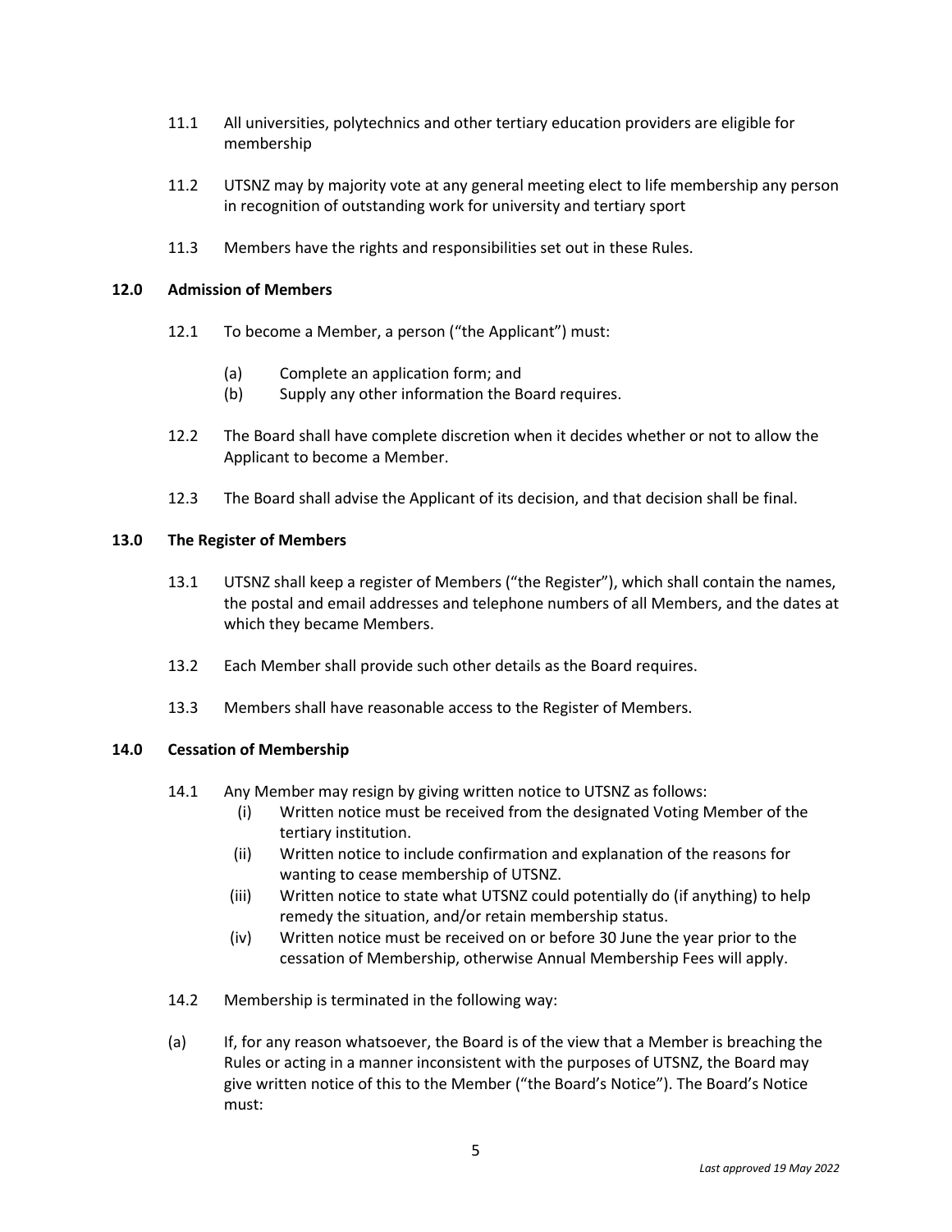11.1 All universities, polytechnics and other tertiary education providers are eligible for membership

11.2 UTSNZ may by majority vote at any general meeting elect to life membership any person in recognition of outstanding work for university and tertiary sport

11.3 Members have the rights and responsibilities set out in these Rules.

**12.0 Admission of Members**

12.1 To become a Member, a person (“the Applicant”) must:

- (a) Complete an application form; and
- (b) Supply any other information the Board requires.

12.2 The Board shall have complete discretion when it decides whether or not to allow the Applicant to become a Member.

12.3 The Board shall advise the Applicant of its decision, and that decision shall be final.

**13.0 The Register of Members**

13.1 UTSNZ shall keep a register of Members (“the Register”), which shall contain the names, the postal and email addresses and telephone numbers of all Members, and the dates at which they became Members.

13.2 Each Member shall provide such other details as the Board requires.

13.3 Members shall have reasonable access to the Register of Members.

**14.0 Cessation of Membership**

14.1 Any Member may resign by giving written notice to UTSNZ as follows:

- (i) Written notice must be received from the designated Voting Member of the tertiary institution.
- (ii) Written notice to include confirmation and explanation of the reasons for wanting to cease membership of UTSNZ.
- (iii) Written notice to state what UTSNZ could potentially do (if anything) to help remedy the situation, and/or retain membership status.
- (iv) Written notice must be received on or before 30 June the year prior to the cessation of Membership, otherwise Annual Membership Fees will apply.

14.2 Membership is terminated in the following way:

(a) If, for any reason whatsoever, the Board is of the view that a Member is breaching the Rules or acting in a manner inconsistent with the purposes of UTSNZ, the Board may give written notice of this to the Member (“the Board’s Notice”). The Board’s Notice must: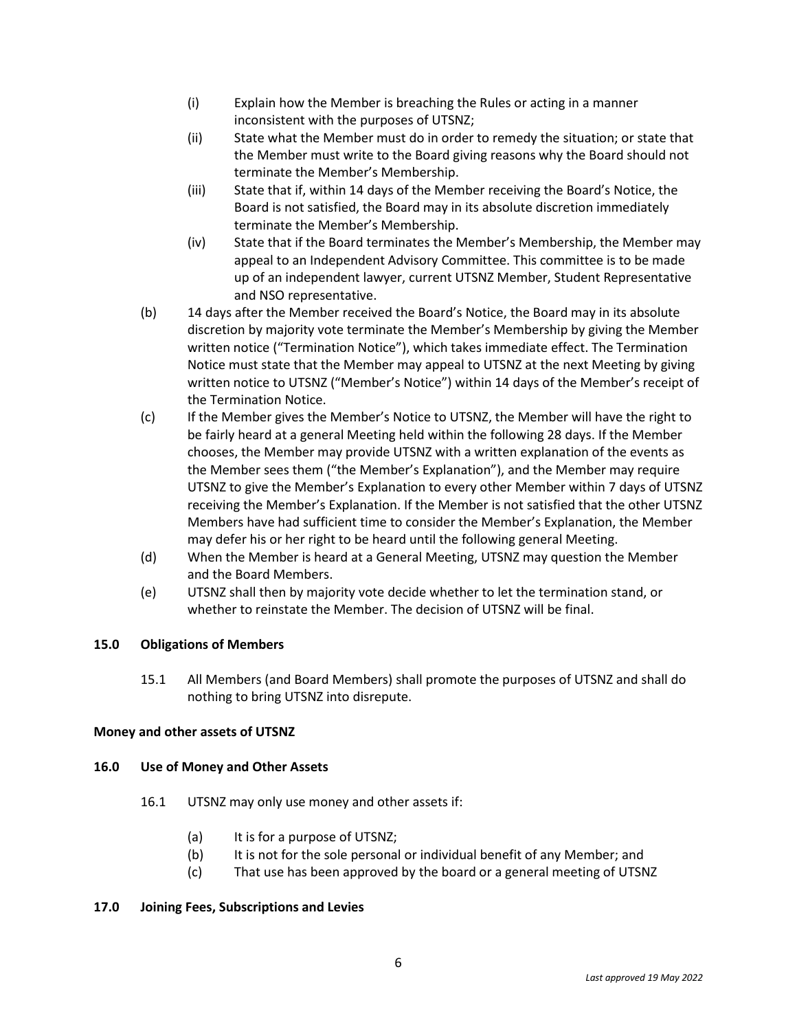(i) Explain how the Member is breaching the Rules or acting in a manner inconsistent with the purposes of UTSNZ;

(ii) State what the Member must do in order to remedy the situation; or state that the Member must write to the Board giving reasons why the Board should not terminate the Member's Membership.

(iii) State that if, within 14 days of the Member receiving the Board's Notice, the Board is not satisfied, the Board may in its absolute discretion immediately terminate the Member's Membership.

(iv) State that if the Board terminates the Member's Membership, the Member may appeal to an Independent Advisory Committee. This committee is to be made up of an independent lawyer, current UTSNZ Member, Student Representative and NSO representative.

(b) 14 days after the Member received the Board's Notice, the Board may in its absolute discretion by majority vote terminate the Member's Membership by giving the Member written notice ("Termination Notice"), which takes immediate effect. The Termination Notice must state that the Member may appeal to UTSNZ at the next Meeting by giving written notice to UTSNZ ("Member's Notice") within 14 days of the Member's receipt of the Termination Notice.

(c) If the Member gives the Member's Notice to UTSNZ, the Member will have the right to be fairly heard at a general Meeting held within the following 28 days. If the Member chooses, the Member may provide UTSNZ with a written explanation of the events as the Member sees them ("the Member's Explanation"), and the Member may require UTSNZ to give the Member's Explanation to every other Member within 7 days of UTSNZ receiving the Member's Explanation. If the Member is not satisfied that the other UTSNZ Members have had sufficient time to consider the Member's Explanation, the Member may defer his or her right to be heard until the following general Meeting.

(d) When the Member is heard at a General Meeting, UTSNZ may question the Member and the Board Members.

(e) UTSNZ shall then by majority vote decide whether to let the termination stand, or whether to reinstate the Member. The decision of UTSNZ will be final.

### 15.0 Obligations of Members

15.1 All Members (and Board Members) shall promote the purposes of UTSNZ and shall do nothing to bring UTSNZ into disrepute.

## Money and other assets of UTSNZ

### 16.0 Use of Money and Other Assets

16.1 UTSNZ may only use money and other assets if:

(a) It is for a purpose of UTSNZ;

(b) It is not for the sole personal or individual benefit of any Member; and

(c) That use has been approved by the board or a general meeting of UTSNZ

### 17.0 Joining Fees, Subscriptions and Levies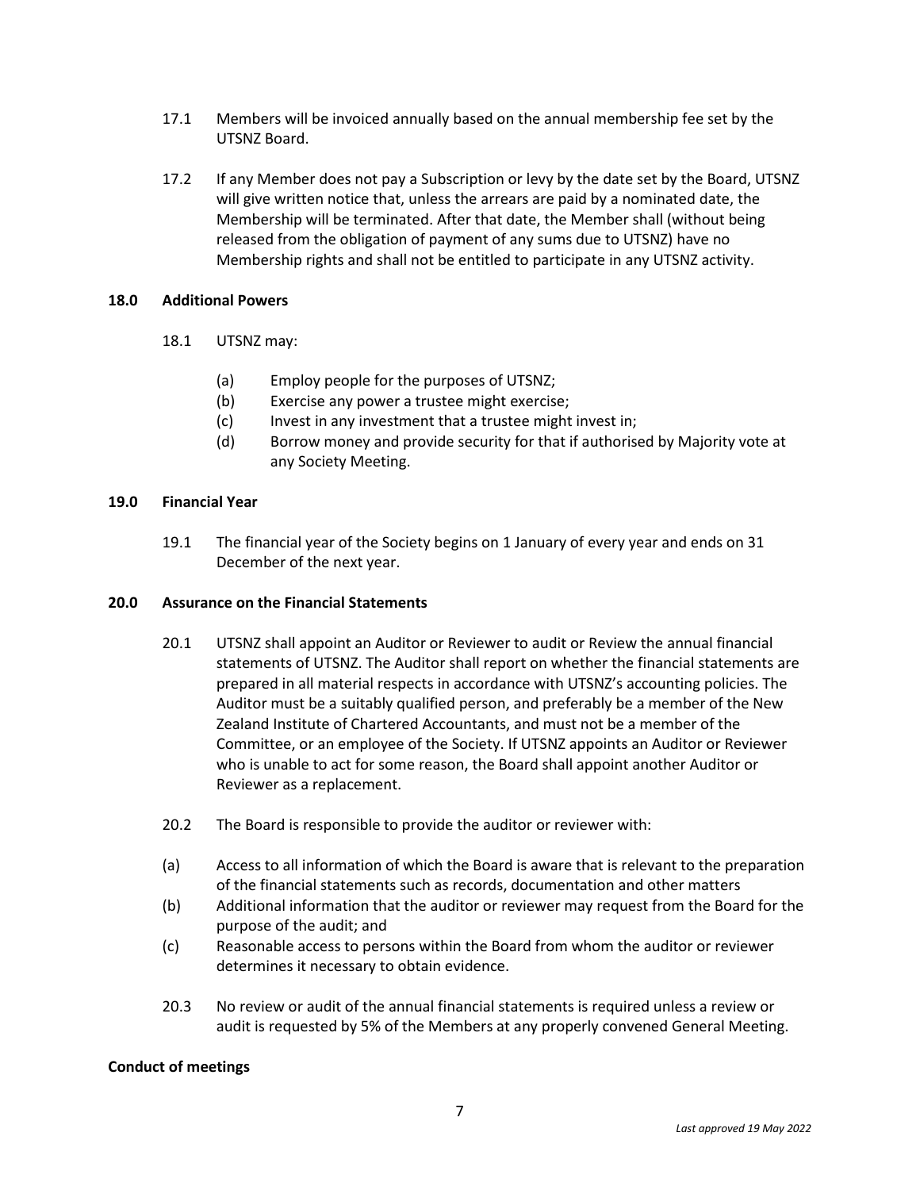17.1 Members will be invoiced annually based on the annual membership fee set by the UTSNZ Board.

17.2 If any Member does not pay a Subscription or levy by the date set by the Board, UTSNZ will give written notice that, unless the arrears are paid by a nominated date, the Membership will be terminated. After that date, the Member shall (without being released from the obligation of payment of any sums due to UTSNZ) have no Membership rights and shall not be entitled to participate in any UTSNZ activity.

## 18.0 Additional Powers

18.1 UTSNZ may:

- (a) Employ people for the purposes of UTSNZ;
- (b) Exercise any power a trustee might exercise;
- (c) Invest in any investment that a trustee might invest in;
- (d) Borrow money and provide security for that if authorised by Majority vote at any Society Meeting.

## 19.0 Financial Year

19.1 The financial year of the Society begins on 1 January of every year and ends on 31 December of the next year.

## 20.0 Assurance on the Financial Statements

20.1 UTSNZ shall appoint an Auditor or Reviewer to audit or Review the annual financial statements of UTSNZ. The Auditor shall report on whether the financial statements are prepared in all material respects in accordance with UTSNZ's accounting policies. The Auditor must be a suitably qualified person, and preferably be a member of the New Zealand Institute of Chartered Accountants, and must not be a member of the Committee, or an employee of the Society. If UTSNZ appoints an Auditor or Reviewer who is unable to act for some reason, the Board shall appoint another Auditor or Reviewer as a replacement.

20.2 The Board is responsible to provide the auditor or reviewer with:

- (a) Access to all information of which the Board is aware that is relevant to the preparation of the financial statements such as records, documentation and other matters
- (b) Additional information that the auditor or reviewer may request from the Board for the purpose of the audit; and
- (c) Reasonable access to persons within the Board from whom the auditor or reviewer determines it necessary to obtain evidence.

20.3 No review or audit of the annual financial statements is required unless a review or audit is requested by 5% of the Members at any properly convened General Meeting.

## Conduct of meetings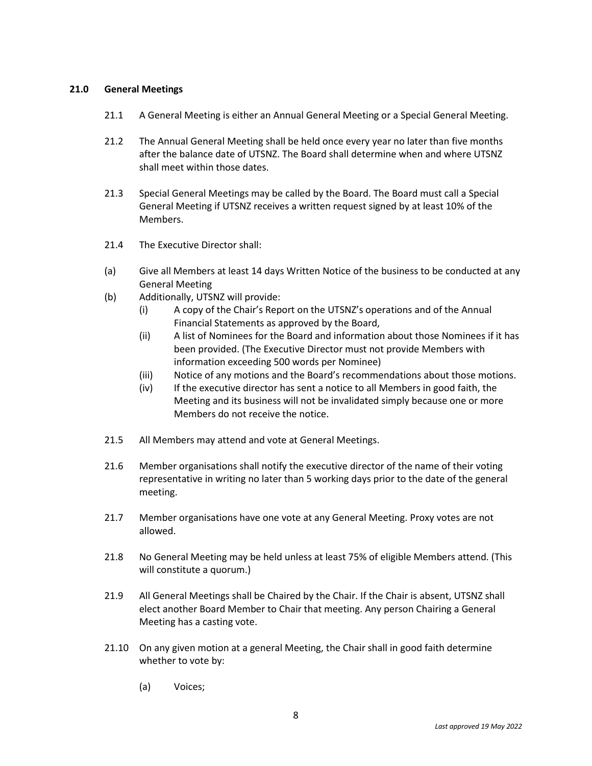## 21.0 General Meetings

21.1 A General Meeting is either an Annual General Meeting or a Special General Meeting.

21.2 The Annual General Meeting shall be held once every year no later than five months after the balance date of UTSNZ. The Board shall determine when and where UTSNZ shall meet within those dates.

21.3 Special General Meetings may be called by the Board. The Board must call a Special General Meeting if UTSNZ receives a written request signed by at least 10% of the Members.

21.4 The Executive Director shall:

(a) Give all Members at least 14 days Written Notice of the business to be conducted at any General Meeting

(b) Additionally, UTSNZ will provide:

- (i) A copy of the Chair's Report on the UTSNZ's operations and of the Annual Financial Statements as approved by the Board,
- (ii) A list of Nominees for the Board and information about those Nominees if it has been provided. (The Executive Director must not provide Members with information exceeding 500 words per Nominee)
- (iii) Notice of any motions and the Board's recommendations about those motions.
- (iv) If the executive director has sent a notice to all Members in good faith, the Meeting and its business will not be invalidated simply because one or more Members do not receive the notice.

21.5 All Members may attend and vote at General Meetings.

21.6 Member organisations shall notify the executive director of the name of their voting representative in writing no later than 5 working days prior to the date of the general meeting.

21.7 Member organisations have one vote at any General Meeting. Proxy votes are not allowed.

21.8 No General Meeting may be held unless at least 75% of eligible Members attend. (This will constitute a quorum.)

21.9 All General Meetings shall be Chaired by the Chair. If the Chair is absent, UTSNZ shall elect another Board Member to Chair that meeting. Any person Chairing a General Meeting has a casting vote.

21.10 On any given motion at a general Meeting, the Chair shall in good faith determine whether to vote by:

(a) Voices;

*Last approved 19 May 2022*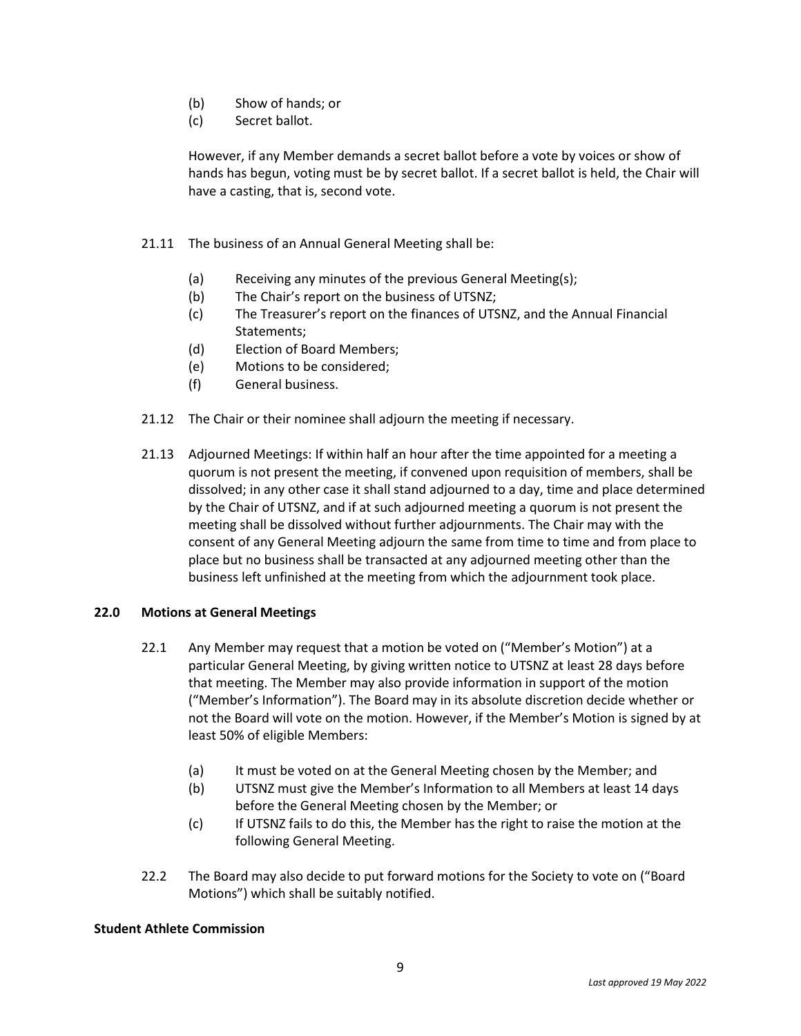(b) Show of hands; or
(c) Secret ballot.

However, if any Member demands a secret ballot before a vote by voices or show of hands has begun, voting must be by secret ballot. If a secret ballot is held, the Chair will have a casting, that is, second vote.

21.11 The business of an Annual General Meeting shall be:

(a) Receiving any minutes of the previous General Meeting(s);
(b) The Chair's report on the business of UTSNZ;
(c) The Treasurer's report on the finances of UTSNZ, and the Annual Financial Statements;
(d) Election of Board Members;
(e) Motions to be considered;
(f) General business.

21.12 The Chair or their nominee shall adjourn the meeting if necessary.

21.13 Adjourned Meetings: If within half an hour after the time appointed for a meeting a quorum is not present the meeting, if convened upon requisition of members, shall be dissolved; in any other case it shall stand adjourned to a day, time and place determined by the Chair of UTSNZ, and if at such adjourned meeting a quorum is not present the meeting shall be dissolved without further adjournments. The Chair may with the consent of any General Meeting adjourn the same from time to time and from place to place but no business shall be transacted at any adjourned meeting other than the business left unfinished at the meeting from which the adjournment took place.

**22.0 Motions at General Meetings**

22.1 Any Member may request that a motion be voted on ("Member's Motion") at a particular General Meeting, by giving written notice to UTSNZ at least 28 days before that meeting. The Member may also provide information in support of the motion ("Member's Information"). The Board may in its absolute discretion decide whether or not the Board will vote on the motion. However, if the Member's Motion is signed by at least 50% of eligible Members:

(a) It must be voted on at the General Meeting chosen by the Member; and
(b) UTSNZ must give the Member's Information to all Members at least 14 days before the General Meeting chosen by the Member; or
(c) If UTSNZ fails to do this, the Member has the right to raise the motion at the following General Meeting.

22.2 The Board may also decide to put forward motions for the Society to vote on ("Board Motions") which shall be suitably notified.

**Student Athlete Commission**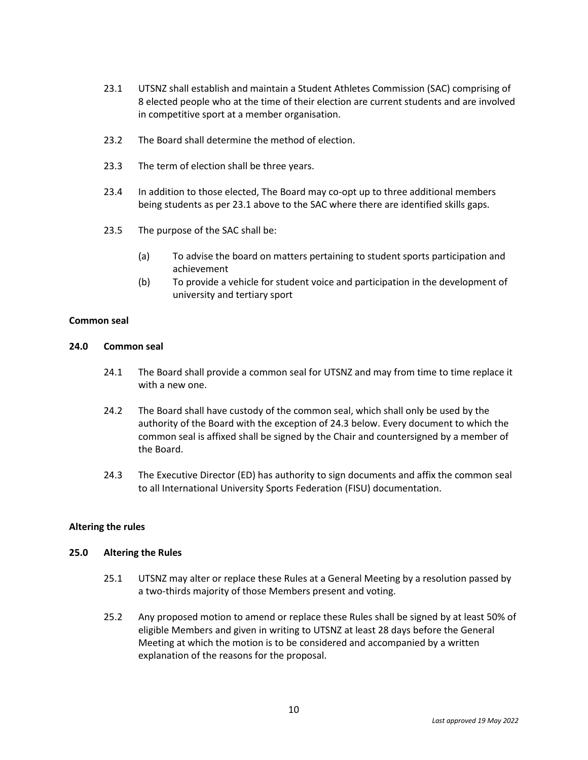23.1 UTSNZ shall establish and maintain a Student Athletes Commission (SAC) comprising of 8 elected people who at the time of their election are current students and are involved in competitive sport at a member organisation.

23.2 The Board shall determine the method of election.

23.3 The term of election shall be three years.

23.4 In addition to those elected, The Board may co-opt up to three additional members being students as per 23.1 above to the SAC where there are identified skills gaps.

23.5 The purpose of the SAC shall be:

(a) To advise the board on matters pertaining to student sports participation and achievement

(b) To provide a vehicle for student voice and participation in the development of university and tertiary sport

**Common seal**

**24.0 Common seal**

24.1 The Board shall provide a common seal for UTSNZ and may from time to time replace it with a new one.

24.2 The Board shall have custody of the common seal, which shall only be used by the authority of the Board with the exception of 24.3 below. Every document to which the common seal is affixed shall be signed by the Chair and countersigned by a member of the Board.

24.3 The Executive Director (ED) has authority to sign documents and affix the common seal to all International University Sports Federation (FISU) documentation.

**Altering the rules**

**25.0 Altering the Rules**

25.1 UTSNZ may alter or replace these Rules at a General Meeting by a resolution passed by a two-thirds majority of those Members present and voting.

25.2 Any proposed motion to amend or replace these Rules shall be signed by at least 50% of eligible Members and given in writing to UTSNZ at least 28 days before the General Meeting at which the motion is to be considered and accompanied by a written explanation of the reasons for the proposal.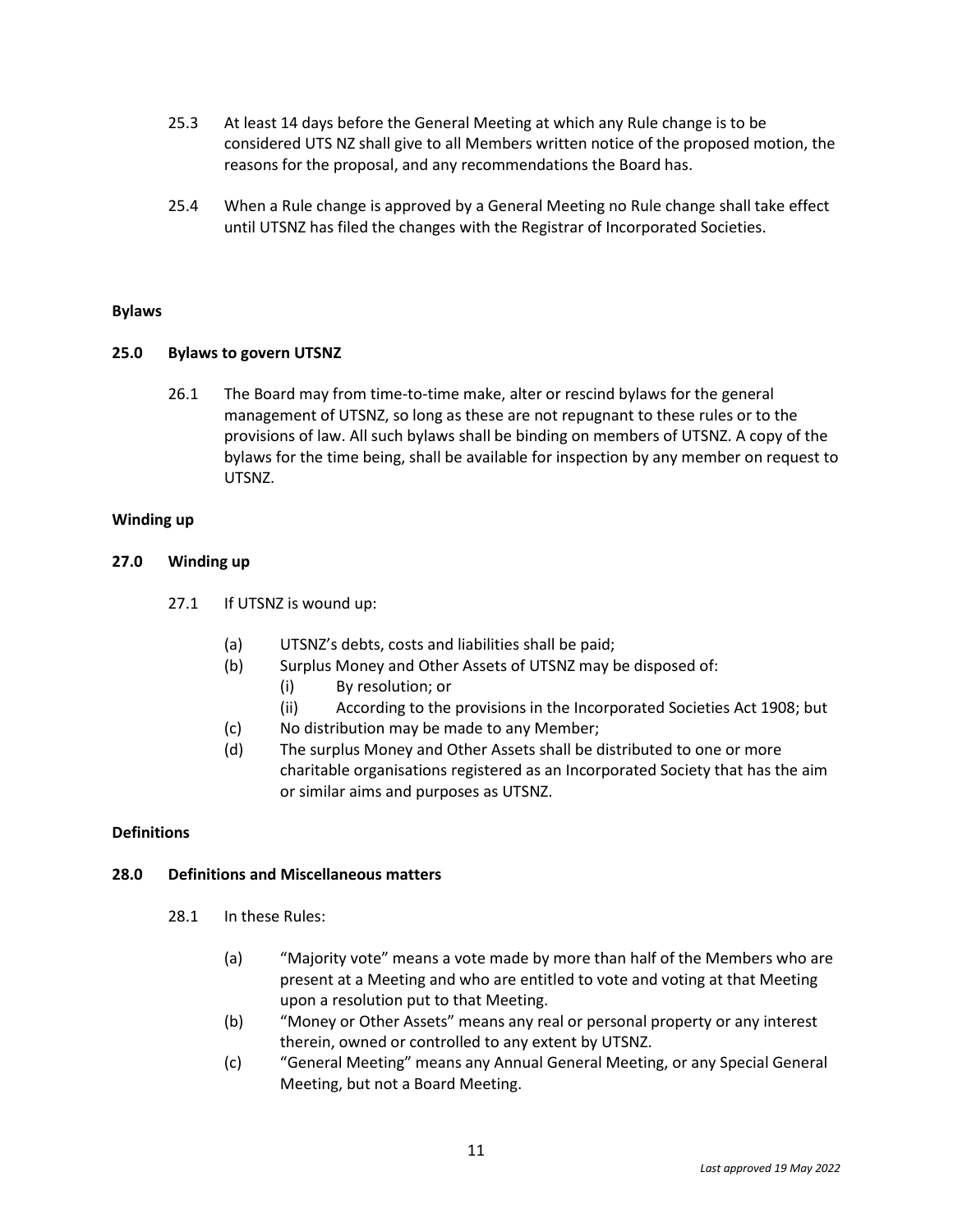25.3 At least 14 days before the General Meeting at which any Rule change is to be considered UTS NZ shall give to all Members written notice of the proposed motion, the reasons for the proposal, and any recommendations the Board has.

25.4 When a Rule change is approved by a General Meeting no Rule change shall take effect until UTSNZ has filed the changes with the Registrar of Incorporated Societies.

**Bylaws**

**25.0 Bylaws to govern UTSNZ**

26.1 The Board may from time-to-time make, alter or rescind bylaws for the general management of UTSNZ, so long as these are not repugnant to these rules or to the provisions of law. All such bylaws shall be binding on members of UTSNZ. A copy of the bylaws for the time being, shall be available for inspection by any member on request to UTSNZ.

**Winding up**

**27.0 Winding up**

27.1 If UTSNZ is wound up:

- (a) UTSNZ's debts, costs and liabilities shall be paid;
- (b) Surplus Money and Other Assets of UTSNZ may be disposed of:
  - (i) By resolution; or
  - (ii) According to the provisions in the Incorporated Societies Act 1908; but
- (c) No distribution may be made to any Member;
- (d) The surplus Money and Other Assets shall be distributed to one or more charitable organisations registered as an Incorporated Society that has the aim or similar aims and purposes as UTSNZ.

**Definitions**

**28.0 Definitions and Miscellaneous matters**

28.1 In these Rules:

- (a) "Majority vote" means a vote made by more than half of the Members who are present at a Meeting and who are entitled to vote and voting at that Meeting upon a resolution put to that Meeting.
- (b) "Money or Other Assets" means any real or personal property or any interest therein, owned or controlled to any extent by UTSNZ.
- (c) "General Meeting" means any Annual General Meeting, or any Special General Meeting, but not a Board Meeting.

*Last approved 19 May 2022*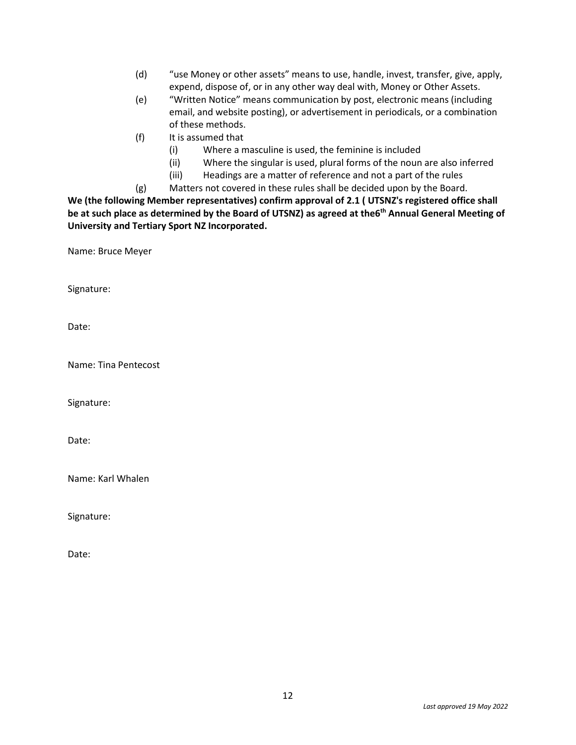(d) "use Money or other assets" means to use, handle, invest, transfer, give, apply, expend, dispose of, or in any other way deal with, Money or Other Assets.

(e) "Written Notice" means communication by post, electronic means (including email, and website posting), or advertisement in periodicals, or a combination of these methods.

(f) It is assumed that
   - (i) Where a masculine is used, the feminine is included
   - (ii) Where the singular is used, plural forms of the noun are also inferred
   - (iii) Headings are a matter of reference and not a part of the rules

(g) Matters not covered in these rules shall be decided upon by the Board.

**We (the following Member representatives) confirm approval of 2.1 ( UTSNZ's registered office shall be at such place as determined by the Board of UTSNZ) as agreed at the6th Annual General Meeting of University and Tertiary Sport NZ Incorporated.**

Name: Bruce Meyer

Signature:

Date:

Name: Tina Pentecost

Signature:

Date:

Name: Karl Whalen

Signature:

Date:

*Last approved 19 May 2022*